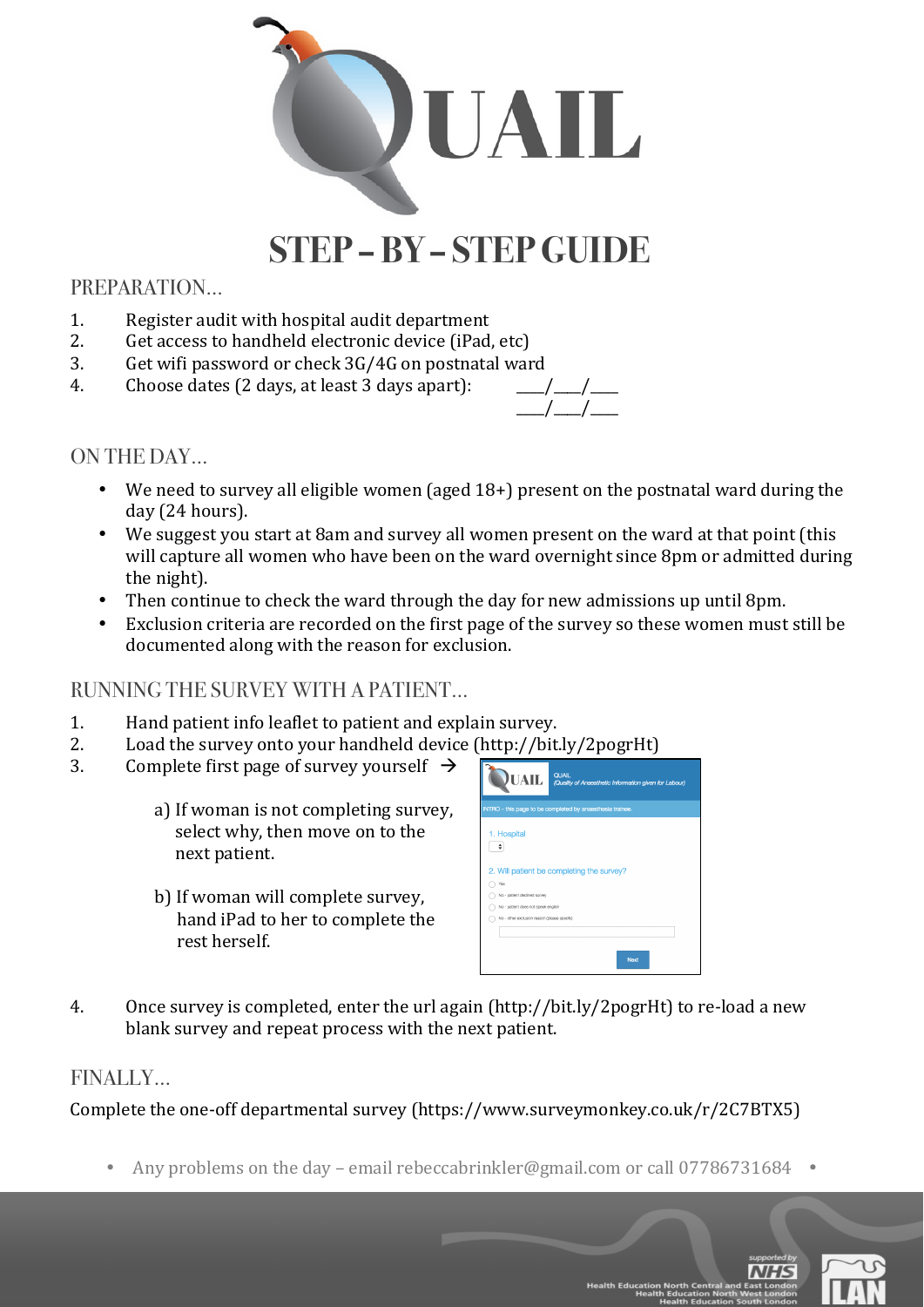# QUAIL

## STEP – BY – STEP GUIDE

### PREPARATION…

1. Register audit with hospital audit department
2. Get access to handheld electronic device (iPad, etc)
3. Get wifi password or check 3G/4G on postnatal ward
4. Choose dates (2 days, at least 3 days apart): ___/___/___ ___/___/___

### ON THE DAY…

- We need to survey all eligible women (aged 18+) present on the postnatal ward during the day (24 hours).
- We suggest you start at 8am and survey all women present on the ward at that point (this will capture all women who have been on the ward overnight since 8pm or admitted during the night).
- Then continue to check the ward through the day for new admissions up until 8pm.
- Exclusion criteria are recorded on the first page of the survey so these women must still be documented along with the reason for exclusion.

### RUNNING THE SURVEY WITH A PATIENT…

1. Hand patient info leaflet to patient and explain survey.
2. Load the survey onto your handheld device (http://bit.ly/2pogrHt)
3. Complete first page of survey yourself →

   a) If woman is not completing survey, select why, then move on to the next patient.

   b) If woman will complete survey, hand iPad to her to complete the rest herself.

4. Once survey is completed, enter the url again (http://bit.ly/2pogrHt) to re-load a new blank survey and repeat process with the next patient.

### FINALLY…

Complete the one-off departmental survey (https://www.surveymonkey.co.uk/r/2C7BTX5)

- Any problems on the day – email rebeccabrinkler@gmail.com or call 07786731684

supported by NHS
Health Education North Central and East London
Health Education North West London
Health Education South London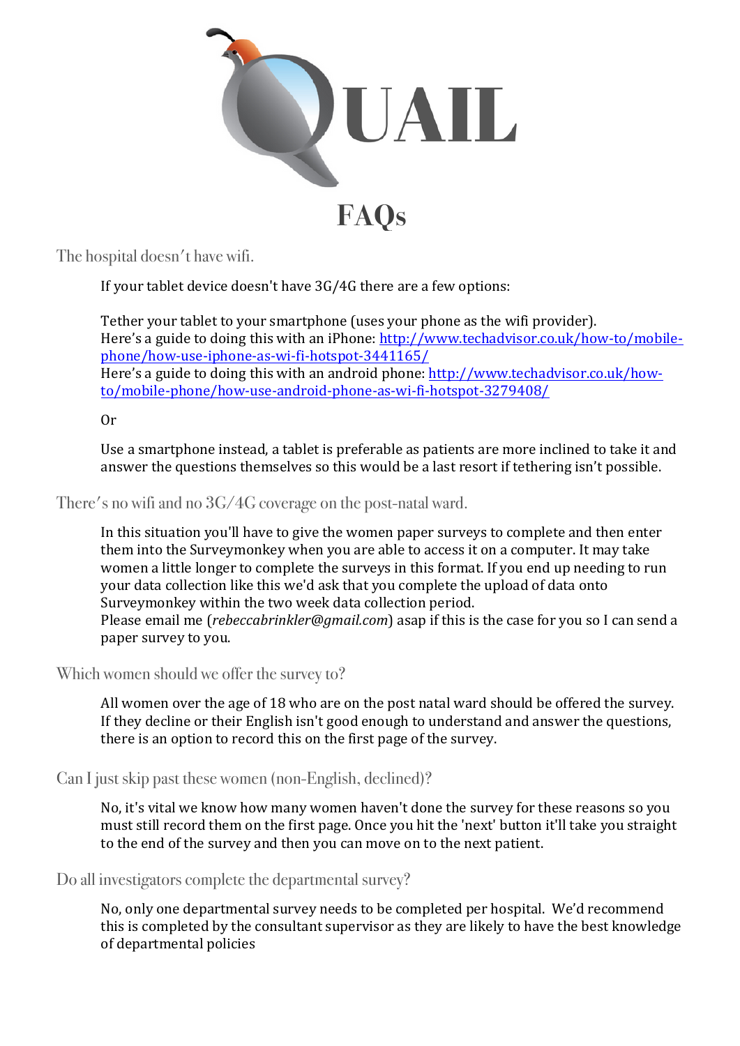# QUAIL

# FAQs

## The hospital doesn't have wifi.

If your tablet device doesn't have 3G/4G there are a few options:

Tether your tablet to your smartphone (uses your phone as the wifi provider).
Here's a guide to doing this with an iPhone: [http://www.techadvisor.co.uk/how-to/mobile-phone/how-use-iphone-as-wi-fi-hotspot-3441165/](http://www.techadvisor.co.uk/how-to/mobile-phone/how-use-iphone-as-wi-fi-hotspot-3441165/)
Here's a guide to doing this with an android phone: [http://www.techadvisor.co.uk/how-to/mobile-phone/how-use-android-phone-as-wi-fi-hotspot-3279408/](http://www.techadvisor.co.uk/how-to/mobile-phone/how-use-android-phone-as-wi-fi-hotspot-3279408/)

Or

Use a smartphone instead, a tablet is preferable as patients are more inclined to take it and answer the questions themselves so this would be a last resort if tethering isn't possible.

## There's no wifi and no 3G/4G coverage on the post-natal ward.

In this situation you'll have to give the women paper surveys to complete and then enter them into the Surveymonkey when you are able to access it on a computer. It may take women a little longer to complete the surveys in this format. If you end up needing to run your data collection like this we'd ask that you complete the upload of data onto Surveymonkey within the two week data collection period.
Please email me (*rebeccabrinkler@gmail.com*) asap if this is the case for you so I can send a paper survey to you.

## Which women should we offer the survey to?

All women over the age of 18 who are on the post natal ward should be offered the survey. If they decline or their English isn't good enough to understand and answer the questions, there is an option to record this on the first page of the survey.

## Can I just skip past these women (non-English, declined)?

No, it's vital we know how many women haven't done the survey for these reasons so you must still record them on the first page. Once you hit the 'next' button it'll take you straight to the end of the survey and then you can move on to the next patient.

## Do all investigators complete the departmental survey?

No, only one departmental survey needs to be completed per hospital. We'd recommend this is completed by the consultant supervisor as they are likely to have the best knowledge of departmental policies